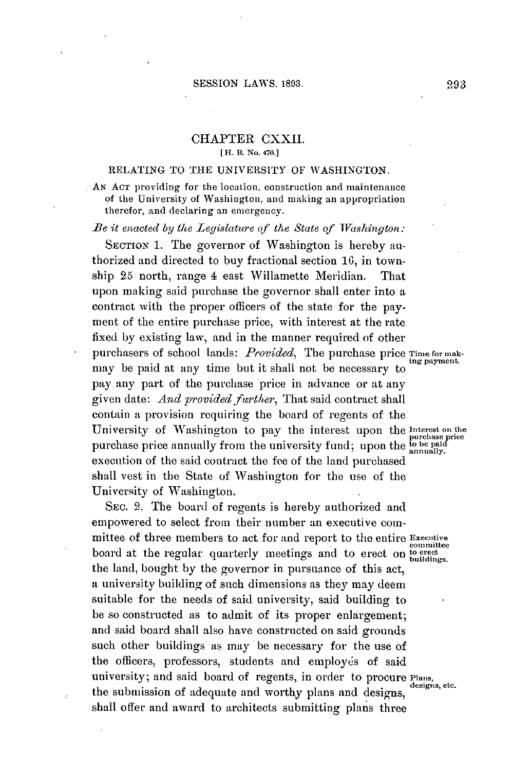## CHAPTER CXXII.

[H. B. No. 470.]

### RELATING TO THE UNIVERSITY OF WASHINGTON.

AN ACT providing for the location, construction and maintenance of the University of Washington, and making an appropriation therefor, and declaring an emergency.

*Be it enacted by the Legislature of the State of Washington:*

SECTION 1. The governor of Washington is hereby authorized and directed to buy fractional section 16, in township 25 north, range 4 east Willamette Meridian. That upon making said purchase the governor shall enter into a contract with the proper officers of the state for the payment of the entire purchase price, with interest at the rate fixed by existing law, and in the manner required of other purchasers of school lands: *Provided*, The purchase price may be paid at any time but it shall not be necessary to pay any part of the purchase price in advance or at any given date: *And provided further*, That said contract shall contain a provision requiring the board of regents of the University of Washington to pay the interest upon the purchase price annually from the university fund; upon the execution of the said contract the fee of the land purchased shall vest in the State of Washington for the use of the University of Washington.

Time for making payment.

Interest on the purchase price to be paid annually.

SEC. 2. The board of regents is hereby authorized and empowered to select from their number an executive committee of three members to act for and report to the entire board at the regular quarterly meetings and to erect on the land, bought by the governor in pursuance of this act, a university building of such dimensions as they may deem suitable for the needs of said university, said building to be so constructed as to admit of its proper enlargement; and said board shall also have constructed on said grounds such other buildings as may be necessary for the use of the officers, professors, students and employés of said university; and said board of regents, in order to procure the submission of adequate and worthy plans and designs, shall offer and award to architects submitting plans three

Executive committee to erect buildings.

Plans, designs, etc.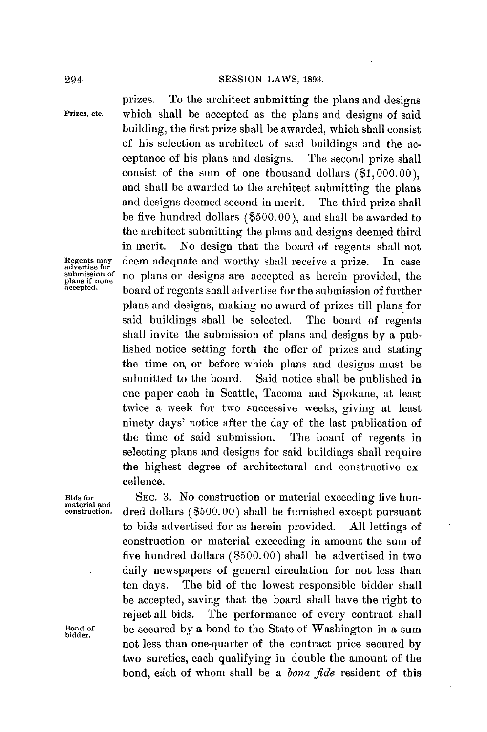prizes. To the architect submitting the plans and designs which shall be accepted as the plans and designs of said building, the first prize shall be awarded, which shall consist of his selection as architect of said buildings and the acceptance of his plans and designs. The second prize shall consist of the sum of one thousand dollars ($1,000.00), and shall be awarded to the architect submitting the plans and designs deemed second in merit. The third prize shall be five hundred dollars ($500.00), and shall be awarded to the architect submitting the plans and designs deemed third in merit. No design that the board of regents shall not deem adequate and worthy shall receive a prize. In case no plans or designs are accepted as herein provided, the board of regents shall advertise for the submission of further plans and designs, making no award of prizes till plans for said buildings shall be selected. The board of regents shall invite the submission of plans and designs by a published notice setting forth the offer of prizes and stating the time on, or before which plans and designs must be submitted to the board. Said notice shall be published in one paper each in Seattle, Tacoma and Spokane, at least twice a week for two successive weeks, giving at least ninety days' notice after the day of the last publication of the time of said submission. The board of regents in selecting plans and designs for said buildings shall require the highest degree of architectural and constructive excellence.

*Prizes, etc.*

*Regents may advertise for submission of plans if none accepted.*

*Bids for material and construction.*

SEC. 3. No construction or material exceeding five hundred dollars ($500.00) shall be furnished except pursuant to bids advertised for as herein provided. All lettings of construction or material exceeding in amount the sum of five hundred dollars ($500.00) shall be advertised in two daily newspapers of general circulation for not less than ten days. The bid of the lowest responsible bidder shall be accepted, saving that the board shall have the right to reject all bids. The performance of every contract shall be secured by a bond to the State of Washington in a sum not less than one-quarter of the contract price secured by two sureties, each qualifying in double the amount of the bond, each of whom shall be a *bona fide* resident of this

*Bond of bidder.*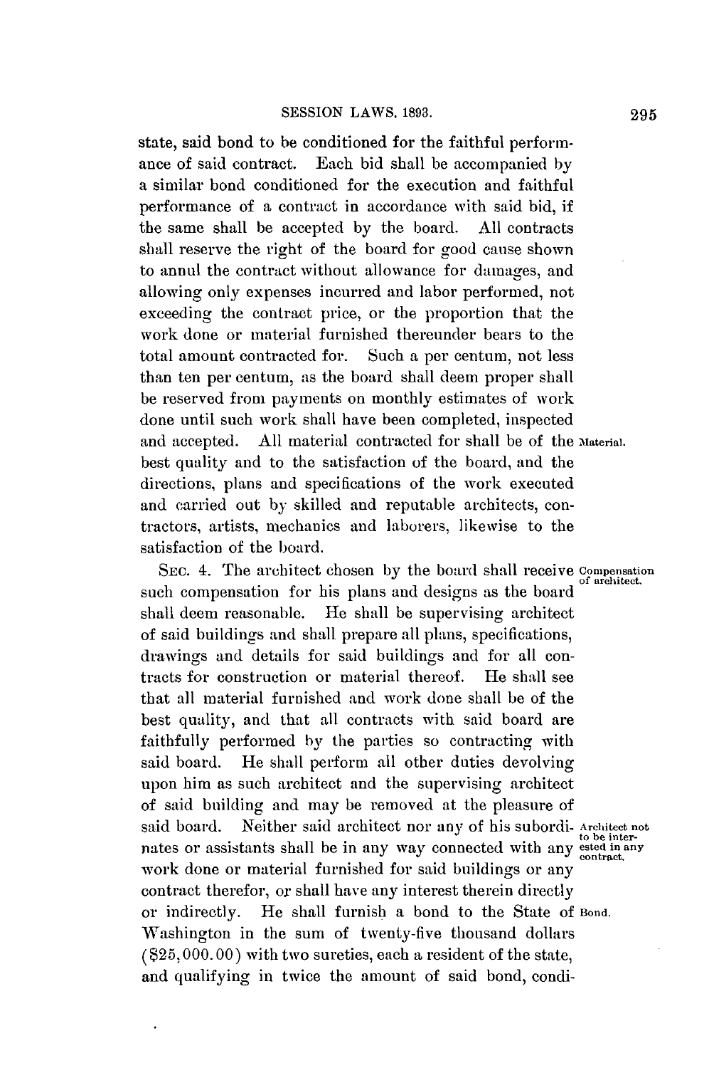state, said bond to be conditioned for the faithful performance of said contract. Each bid shall be accompanied by a similar bond conditioned for the execution and faithful performance of a contract in accordance with said bid, if the same shall be accepted by the board. All contracts shall reserve the right of the board for good cause shown to annul the contract without allowance for damages, and allowing only expenses incurred and labor performed, not exceeding the contract price, or the proportion that the work done or material furnished thereunder bears to the total amount contracted for. Such a per centum, not less than ten per centum, as the board shall deem proper shall be reserved from payments on monthly estimates of work done until such work shall have been completed, inspected and accepted. All material contracted for shall be of the best quality and to the satisfaction of the board, and the directions, plans and specifications of the work executed and carried out by skilled and reputable architects, contractors, artists, mechanics and laborers, likewise to the satisfaction of the board.

*Material.*

SEC. 4. The architect chosen by the board shall receive such compensation for his plans and designs as the board shall deem reasonable. He shall be supervising architect of said buildings and shall prepare all plans, specifications, drawings and details for said buildings and for all contracts for construction or material thereof. He shall see that all material furnished and work done shall be of the best quality, and that all contracts with said board are faithfully performed by the parties so contracting with said board. He shall perform all other duties devolving upon him as such architect and the supervising architect of said building and may be removed at the pleasure of said board. Neither said architect nor any of his subordinates or assistants shall be in any way connected with any work done or material furnished for said buildings or any contract therefor, or shall have any interest therein directly or indirectly. He shall furnish a bond to the State of Washington in the sum of twenty-five thousand dollars ($25,000.00) with two sureties, each a resident of the state, and qualifying in twice the amount of said bond, condi-

*Compensation of architect.*

*Architect not to be interested in any contract.*

*Bond.*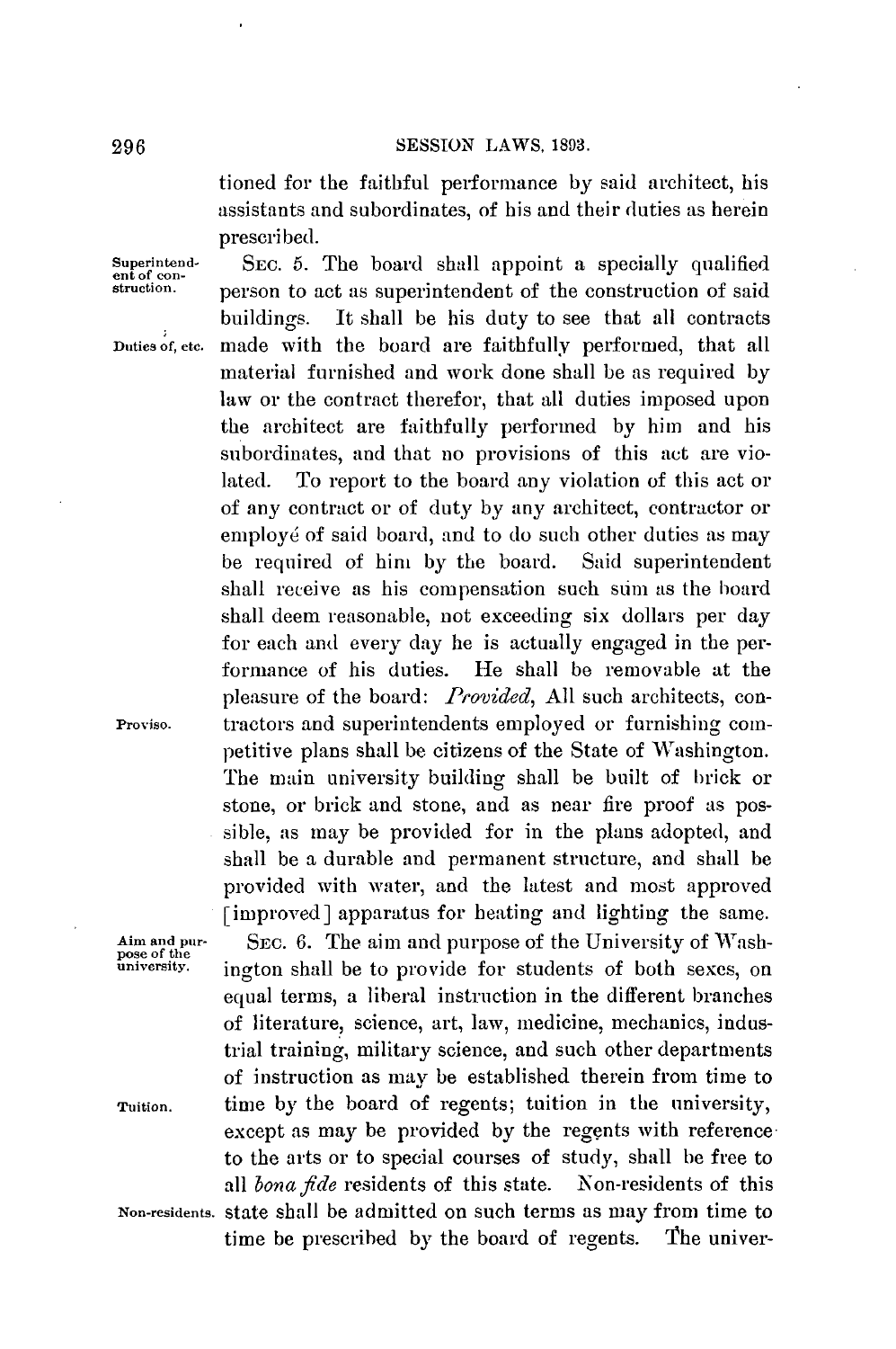tioned for the faithful performance by said architect, his assistants and subordinates, of his and their duties as herein prescribed.

Superintendent of construction.

SEC. 5. The board shall appoint a specially qualified person to act as superintendent of the construction of said buildings. It shall be his duty to see that all contracts made with the board are faithfully performed, that all material furnished and work done shall be as required by law or the contract therefor, that all duties imposed upon the architect are faithfully performed by him and his subordinates, and that no provisions of this act are violated. To report to the board any violation of this act or of any contract or of duty by any architect, contractor or employé of said board, and to do such other duties as may be required of him by the board. Said superintendent shall receive as his compensation such sum as the board shall deem reasonable, not exceeding six dollars per day for each and every day he is actually engaged in the performance of his duties. He shall be removable at the pleasure of the board: *Provided*, All such architects, contractors and superintendents employed or furnishing competitive plans shall be citizens of the State of Washington. The main university building shall be built of brick or stone, or brick and stone, and as near fire proof as possible, as may be provided for in the plans adopted, and shall be a durable and permanent structure, and shall be provided with water, and the latest and most approved [improved] apparatus for heating and lighting the same.

Duties of, etc.

Proviso.

Aim and purpose of the university.

SEC. 6. The aim and purpose of the University of Washington shall be to provide for students of both sexes, on equal terms, a liberal instruction in the different branches of literature, science, art, law, medicine, mechanics, industrial training, military science, and such other departments of instruction as may be established therein from time to time by the board of regents; tuition in the university, except as may be provided by the regents with reference to the arts or to special courses of study, shall be free to all *bona fide* residents of this state. Non-residents of this state shall be admitted on such terms as may from time to time be prescribed by the board of regents. The univer-

Tuition.

Non-residents.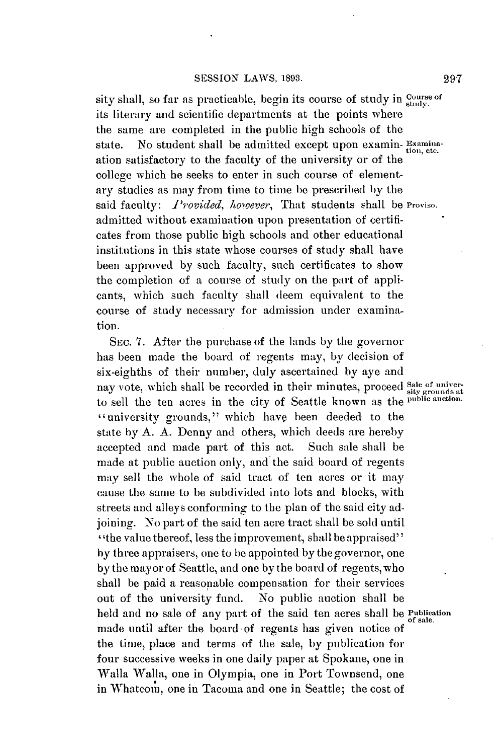sity shall, so far as practicable, begin its course of study in its literary and scientific departments at the points where the same are completed in the public high schools of the state. No student shall be admitted except upon examination satisfactory to the faculty of the university or of the college which he seeks to enter in such course of elementary studies as may from time to time be prescribed by the said faculty: *Provided, however*, That students shall be admitted without examination upon presentation of certificates from those public high schools and other educational institutions in this state whose courses of study shall have been approved by such faculty, such certificates to show the completion of a course of study on the part of applicants, which such faculty shall deem equivalent to the course of study necessary for admission under examination.

Course of study.

Examination, etc.

Proviso.

SEC. 7. After the purchase of the lands by the governor has been made the board of regents may, by decision of six-eighths of their number, duly ascertained by aye and nay vote, which shall be recorded in their minutes, proceed to sell the ten acres in the city of Seattle known as the "university grounds," which have been deeded to the state by A. A. Denny and others, which deeds are hereby accepted and made part of this act. Such sale shall be made at public auction only, and the said board of regents may sell the whole of said tract of ten acres or it may cause the same to be subdivided into lots and blocks, with streets and alleys conforming to the plan of the said city adjoining. No part of the said ten acre tract shall be sold until "the value thereof, less the improvement, shall be appraised" by three appraisers, one to be appointed by the governor, one by the mayor of Seattle, and one by the board of regents, who shall be paid a reasonable compensation for their services out of the university fund. No public auction shall be held and no sale of any part of the said ten acres shall be made until after the board of regents has given notice of the time, place and terms of the sale, by publication for four successive weeks in one daily paper at Spokane, one in Walla Walla, one in Olympia, one in Port Townsend, one in Whatcom, one in Tacoma and one in Seattle; the cost of

Sale of university grounds at public auction.

Publication of sale.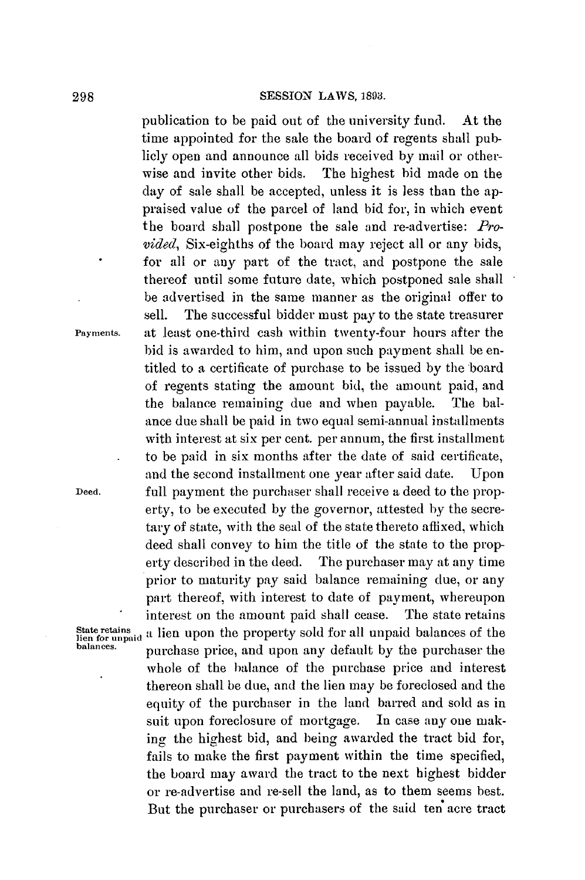publication to be paid out of the university fund. At the time appointed for the sale the board of regents shall publicly open and announce all bids received by mail or otherwise and invite other bids. The highest bid made on the day of sale shall be accepted, unless it is less than the appraised value of the parcel of land bid for, in which event the board shall postpone the sale and re-advertise: *Provided*, Six-eighths of the board may reject all or any bids, for all or any part of the tract, and postpone the sale thereof until some future date, which postponed sale shall be advertised in the same manner as the original offer to sell. The successful bidder must pay to the state treasurer at least one-third cash within twenty-four hours after the bid is awarded to him, and upon such payment shall be entitled to a certificate of purchase to be issued by the board of regents stating the amount bid, the amount paid, and the balance remaining due and when payable. The balance due shall be paid in two equal semi-annual installments with interest at six per cent. per annum, the first installment to be paid in six months after the date of said certificate, and the second installment one year after said date. Upon full payment the purchaser shall receive a deed to the property, to be executed by the governor, attested by the secretary of state, with the seal of the state thereto affixed, which deed shall convey to him the title of the state to the property described in the deed. The purchaser may at any time prior to maturity pay said balance remaining due, or any part thereof, with interest to date of payment, whereupon interest on the amount paid shall cease. The state retains a lien upon the property sold for all unpaid balances of the purchase price, and upon any default by the purchaser the whole of the balance of the purchase price and interest thereon shall be due, and the lien may be foreclosed and the equity of the purchaser in the land barred and sold as in suit upon foreclosure of mortgage. In case any one making the highest bid, and being awarded the tract bid for, fails to make the first payment within the time specified, the board may award the tract to the next highest bidder or re-advertise and re-sell the land, as to them seems best. But the purchaser or purchasers of the said ten acre tract

Payments.

Deed.

State retains lien for unpaid balances.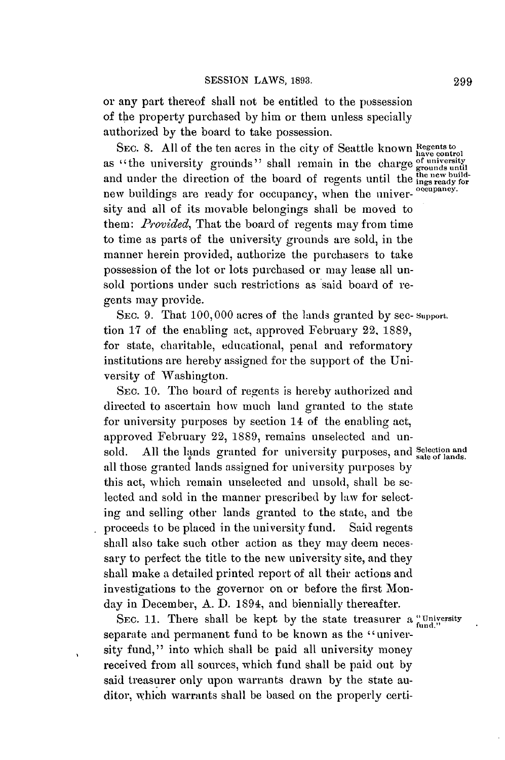or any part thereof shall not be entitled to the possession of the property purchased by him or them unless specially authorized by the board to take possession.

SEC. 8. All of the ten acres in the city of Seattle known as "the university grounds" shall remain in the charge and under the direction of the board of regents until the new buildings are ready for occupancy, when the university and all of its movable belongings shall be moved to them: *Provided*, That the board of regents may from time to time as parts of the university grounds are sold, in the manner herein provided, authorize the purchasers to take possession of the lot or lots purchased or may lease all unsold portions under such restrictions as said board of regents may provide.

*Regents to have control of university grounds until the new buildings ready for occupancy.*

SEC. 9. That 100,000 acres of the lands granted by section 17 of the enabling act, approved February 22, 1889, for state, charitable, educational, penal and reformatory institutions are hereby assigned for the support of the University of Washington.

*Support.*

SEC. 10. The board of regents is hereby authorized and directed to ascertain how much land granted to the state for university purposes by section 14 of the enabling act, approved February 22, 1889, remains unselected and unsold. All the lands granted for university purposes, and all those granted lands assigned for university purposes by this act, which remain unselected and unsold, shall be selected and sold in the manner prescribed by law for selecting and selling other lands granted to the state, and the proceeds to be placed in the university fund. Said regents shall also take such other action as they may deem necessary to perfect the title to the new university site, and they shall make a detailed printed report of all their actions and investigations to the governor on or before the first Monday in December, A. D. 1894, and biennially thereafter.

*Selection and sale of lands.*

SEC. 11. There shall be kept by the state treasurer a separate and permanent fund to be known as the "university fund," into which shall be paid all university money received from all sources, which fund shall be paid out by said treasurer only upon warrants drawn by the state auditor, which warrants shall be based on the properly certi-

*"University fund."*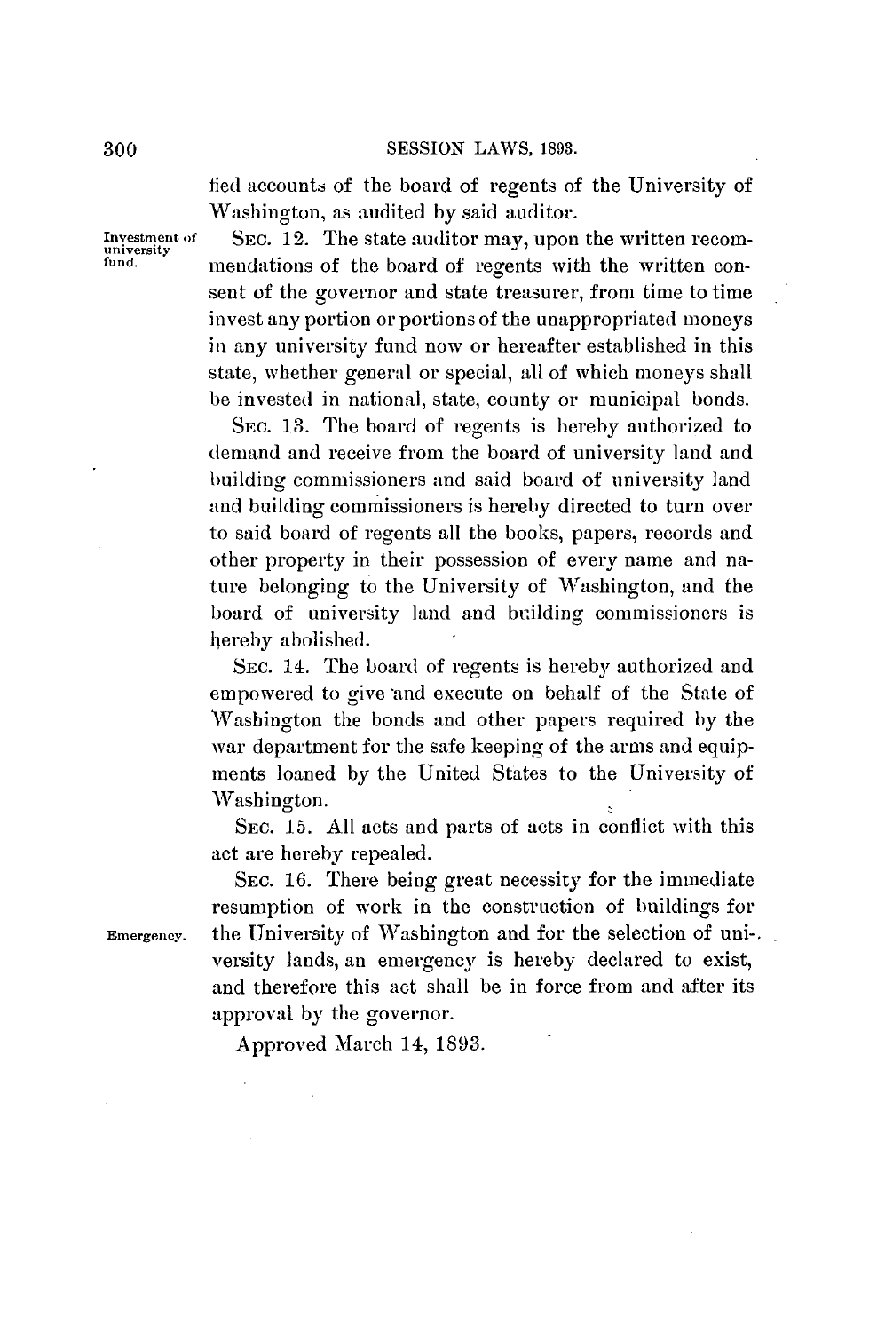fied accounts of the board of regents of the University of Washington, as audited by said auditor.

Investment of university fund.

SEC. 12. The state auditor may, upon the written recommendations of the board of regents with the written consent of the governor and state treasurer, from time to time invest any portion or portions of the unappropriated moneys in any university fund now or hereafter established in this state, whether general or special, all of which moneys shall be invested in national, state, county or municipal bonds.

SEC. 13. The board of regents is hereby authorized to demand and receive from the board of university land and building commissioners and said board of university land and building commissioners is hereby directed to turn over to said board of regents all the books, papers, records and other property in their possession of every name and nature belonging to the University of Washington, and the board of university land and building commissioners is hereby abolished.

SEC. 14. The board of regents is hereby authorized and empowered to give and execute on behalf of the State of Washington the bonds and other papers required by the war department for the safe keeping of the arms and equipments loaned by the United States to the University of Washington.

SEC. 15. All acts and parts of acts in conflict with this act are hereby repealed.

Emergency.

SEC. 16. There being great necessity for the immediate resumption of work in the construction of buildings for the University of Washington and for the selection of university lands, an emergency is hereby declared to exist, and therefore this act shall be in force from and after its approval by the governor.

Approved March 14, 1893.